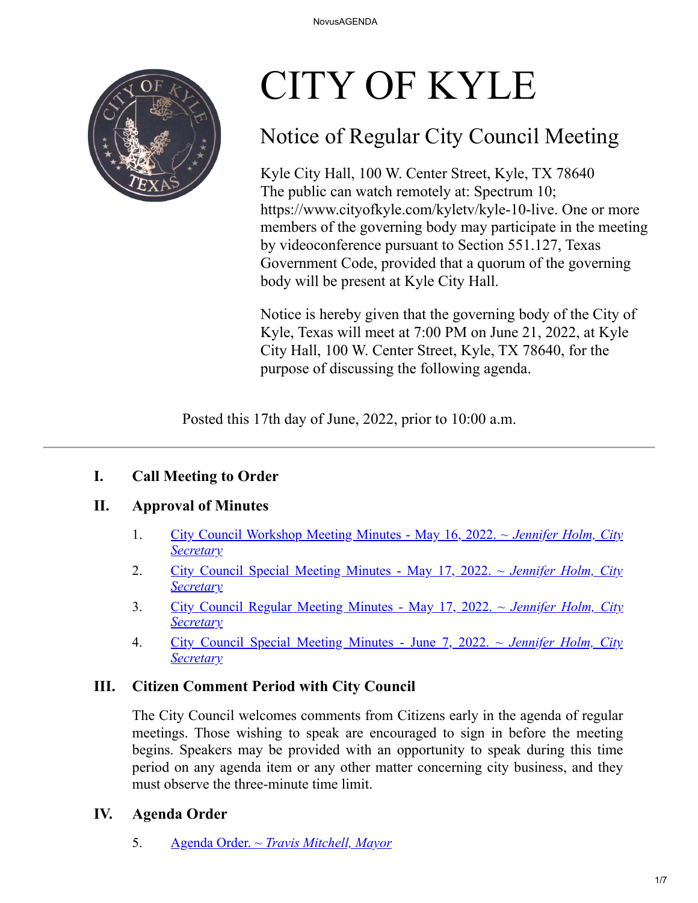# CITY OF KYLE

## Notice of Regular City Council Meeting

Kyle City Hall, 100 W. Center Street, Kyle, TX 78640
The public can watch remotely at: Spectrum 10; https://www.cityofkyle.com/kyletv/kyle-10-live. One or more members of the governing body may participate in the meeting by videoconference pursuant to Section 551.127, Texas Government Code, provided that a quorum of the governing body will be present at Kyle City Hall.

Notice is hereby given that the governing body of the City of Kyle, Texas will meet at 7:00 PM on June 21, 2022, at Kyle City Hall, 100 W. Center Street, Kyle, TX 78640, for the purpose of discussing the following agenda.

Posted this 17th day of June, 2022, prior to 10:00 a.m.

---

### I. Call Meeting to Order

### II. Approval of Minutes

1. City Council Workshop Meeting Minutes - May 16, 2022. ~ *Jennifer Holm, City Secretary*
2. City Council Special Meeting Minutes - May 17, 2022. ~ *Jennifer Holm, City Secretary*
3. City Council Regular Meeting Minutes - May 17, 2022. ~ *Jennifer Holm, City Secretary*
4. City Council Special Meeting Minutes - June 7, 2022. ~ *Jennifer Holm, City Secretary*

### III. Citizen Comment Period with City Council

The City Council welcomes comments from Citizens early in the agenda of regular meetings. Those wishing to speak are encouraged to sign in before the meeting begins. Speakers may be provided with an opportunity to speak during this time period on any agenda item or any other matter concerning city business, and they must observe the three-minute time limit.

### IV. Agenda Order

5. Agenda Order. ~ *Travis Mitchell, Mayor*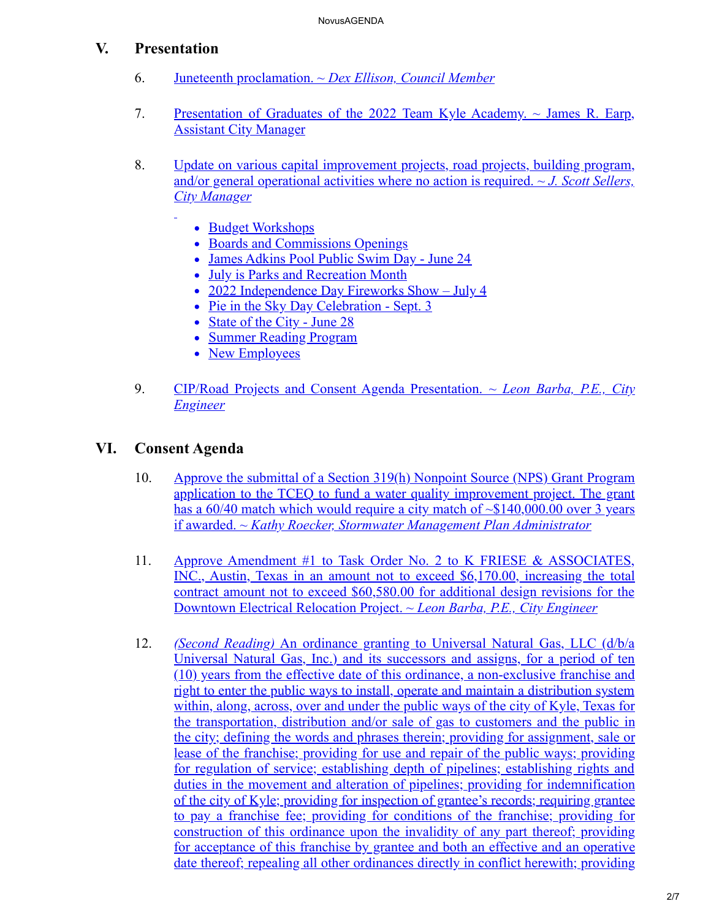## V. Presentation

6. Juneteenth proclamation. ~ *Dex Ellison, Council Member*

7. Presentation of Graduates of the 2022 Team Kyle Academy. ~ James R. Earp, Assistant City Manager

8. Update on various capital improvement projects, road projects, building program, and/or general operational activities where no action is required. ~ *J. Scott Sellers, City Manager*

    - Budget Workshops
    - Boards and Commissions Openings
    - James Adkins Pool Public Swim Day - June 24
    - July is Parks and Recreation Month
    - 2022 Independence Day Fireworks Show – July 4
    - Pie in the Sky Day Celebration - Sept. 3
    - State of the City - June 28
    - Summer Reading Program
    - New Employees

9. CIP/Road Projects and Consent Agenda Presentation. ~ *Leon Barba, P.E., City Engineer*

## VI. Consent Agenda

10. Approve the submittal of a Section 319(h) Nonpoint Source (NPS) Grant Program application to the TCEQ to fund a water quality improvement project. The grant has a 60/40 match which would require a city match of ~$140,000.00 over 3 years if awarded. ~ *Kathy Roecker, Stormwater Management Plan Administrator*

11. Approve Amendment #1 to Task Order No. 2 to K FRIESE & ASSOCIATES, INC., Austin, Texas in an amount not to exceed $6,170.00, increasing the total contract amount not to exceed $60,580.00 for additional design revisions for the Downtown Electrical Relocation Project. ~ *Leon Barba, P.E., City Engineer*

12. *(Second Reading)* An ordinance granting to Universal Natural Gas, LLC (d/b/a Universal Natural Gas, Inc.) and its successors and assigns, for a period of ten (10) years from the effective date of this ordinance, a non-exclusive franchise and right to enter the public ways to install, operate and maintain a distribution system within, along, across, over and under the public ways of the city of Kyle, Texas for the transportation, distribution and/or sale of gas to customers and the public in the city; defining the words and phrases therein; providing for assignment, sale or lease of the franchise; providing for use and repair of the public ways; providing for regulation of service; establishing depth of pipelines; establishing rights and duties in the movement and alteration of pipelines; providing for indemnification of the city of Kyle; providing for inspection of grantee's records; requiring grantee to pay a franchise fee; providing for conditions of the franchise; providing for construction of this ordinance upon the invalidity of any part thereof; providing for acceptance of this franchise by grantee and both an effective and an operative date thereof; repealing all other ordinances directly in conflict herewith; providing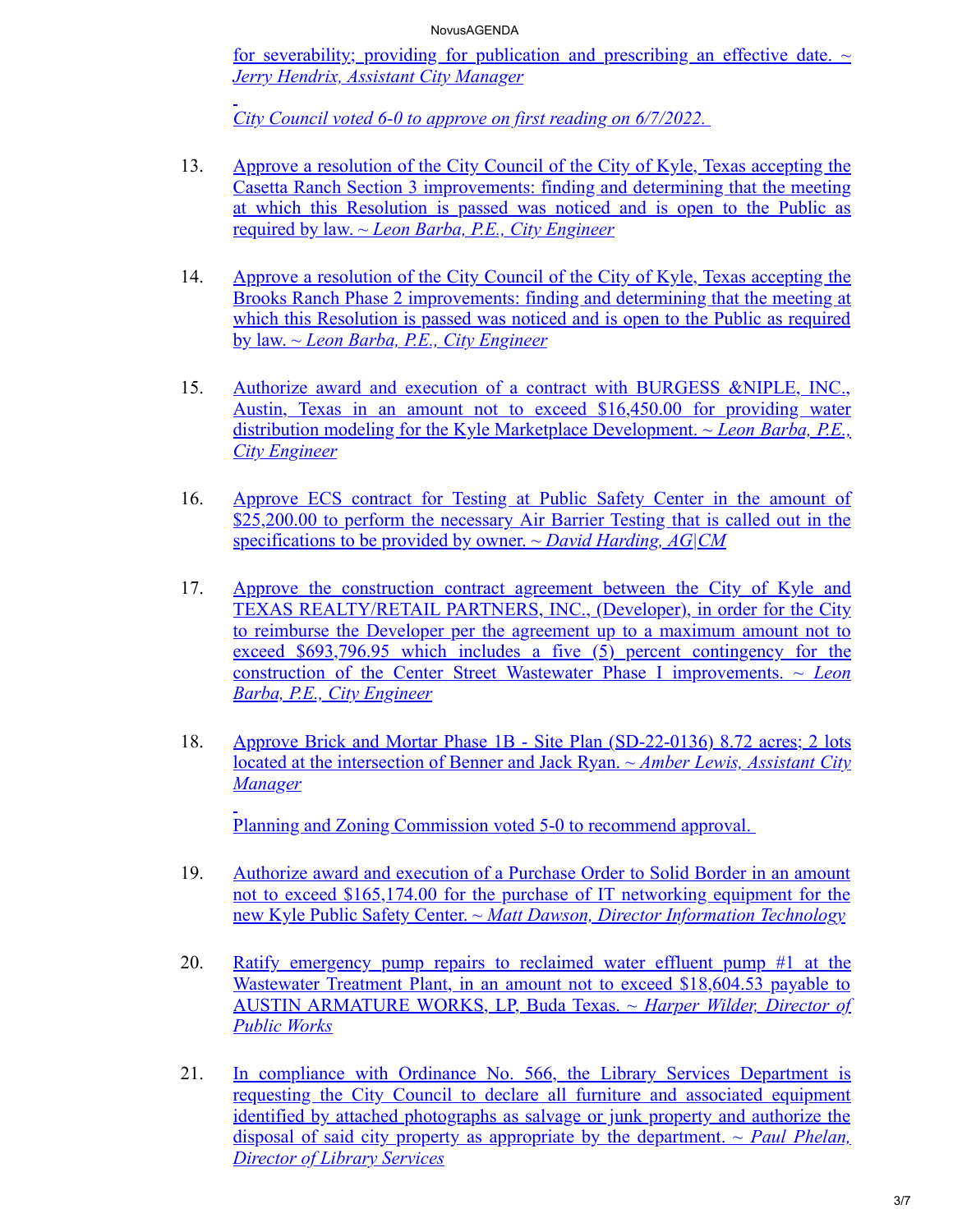for severability; providing for publication and prescribing an effective date. ~ *Jerry Hendrix, Assistant City Manager*

*City Council voted 6-0 to approve on first reading on 6/7/2022.*

13. Approve a resolution of the City Council of the City of Kyle, Texas accepting the Casetta Ranch Section 3 improvements: finding and determining that the meeting at which this Resolution is passed was noticed and is open to the Public as required by law. ~ *Leon Barba, P.E., City Engineer*

14. Approve a resolution of the City Council of the City of Kyle, Texas accepting the Brooks Ranch Phase 2 improvements: finding and determining that the meeting at which this Resolution is passed was noticed and is open to the Public as required by law. ~ *Leon Barba, P.E., City Engineer*

15. Authorize award and execution of a contract with BURGESS &NIPLE, INC., Austin, Texas in an amount not to exceed $16,450.00 for providing water distribution modeling for the Kyle Marketplace Development. ~ *Leon Barba, P.E., City Engineer*

16. Approve ECS contract for Testing at Public Safety Center in the amount of $25,200.00 to perform the necessary Air Barrier Testing that is called out in the specifications to be provided by owner. ~ *David Harding, AG|CM*

17. Approve the construction contract agreement between the City of Kyle and TEXAS REALTY/RETAIL PARTNERS, INC., (Developer), in order for the City to reimburse the Developer per the agreement up to a maximum amount not to exceed $693,796.95 which includes a five (5) percent contingency for the construction of the Center Street Wastewater Phase I improvements. ~ *Leon Barba, P.E., City Engineer*

18. Approve Brick and Mortar Phase 1B - Site Plan (SD-22-0136) 8.72 acres; 2 lots located at the intersection of Benner and Jack Ryan. ~ *Amber Lewis, Assistant City Manager*

    Planning and Zoning Commission voted 5-0 to recommend approval.

19. Authorize award and execution of a Purchase Order to Solid Border in an amount not to exceed $165,174.00 for the purchase of IT networking equipment for the new Kyle Public Safety Center. ~ *Matt Dawson, Director Information Technology*

20. Ratify emergency pump repairs to reclaimed water effluent pump #1 at the Wastewater Treatment Plant, in an amount not to exceed $18,604.53 payable to AUSTIN ARMATURE WORKS, LP, Buda Texas. ~ *Harper Wilder, Director of Public Works*

21. In compliance with Ordinance No. 566, the Library Services Department is requesting the City Council to declare all furniture and associated equipment identified by attached photographs as salvage or junk property and authorize the disposal of said city property as appropriate by the department. ~ *Paul Phelan, Director of Library Services*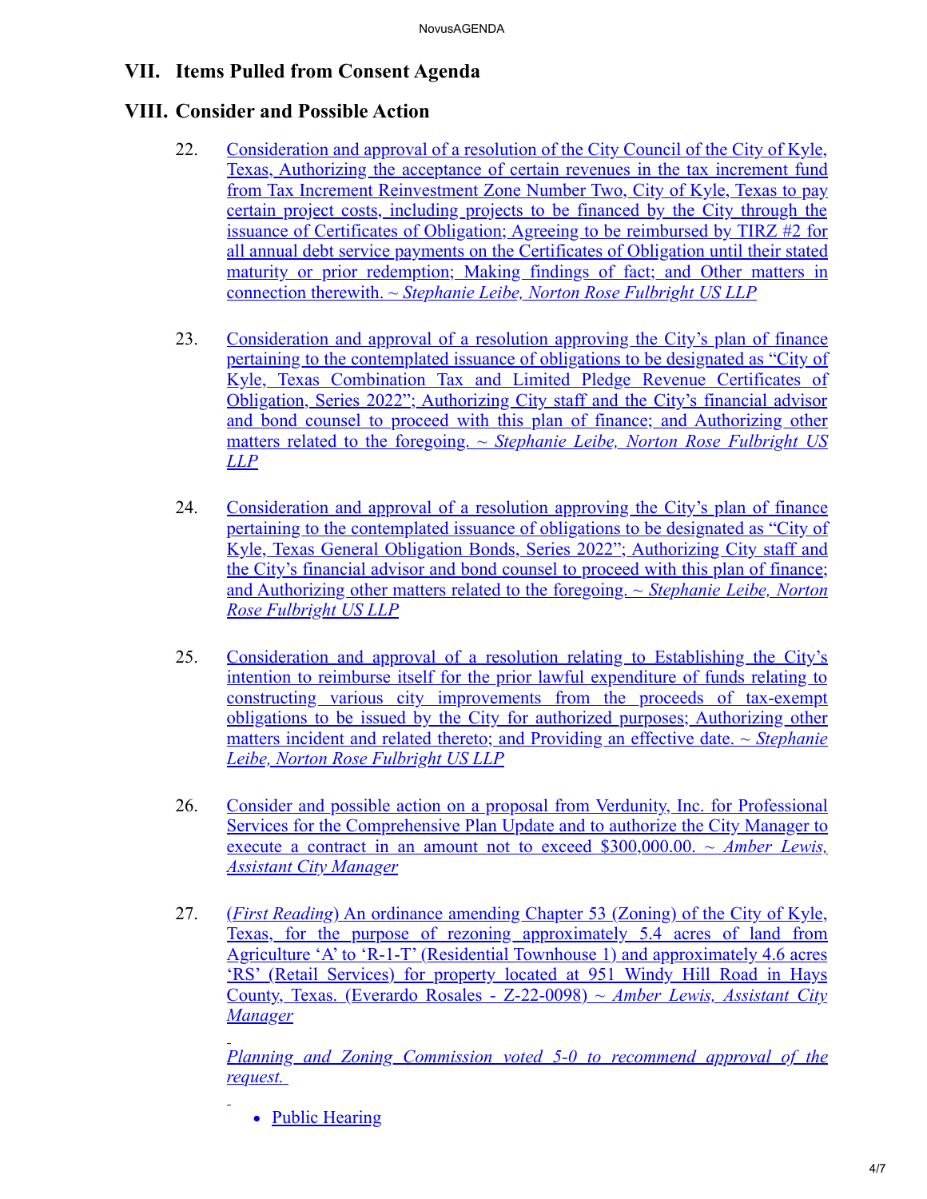## VII. Items Pulled from Consent Agenda

## VIII. Consider and Possible Action

22. Consideration and approval of a resolution of the City Council of the City of Kyle, Texas, Authorizing the acceptance of certain revenues in the tax increment fund from Tax Increment Reinvestment Zone Number Two, City of Kyle, Texas to pay certain project costs, including projects to be financed by the City through the issuance of Certificates of Obligation; Agreeing to be reimbursed by TIRZ #2 for all annual debt service payments on the Certificates of Obligation until their stated maturity or prior redemption; Making findings of fact; and Other matters in connection therewith. ~ *Stephanie Leibe, Norton Rose Fulbright US LLP*

23. Consideration and approval of a resolution approving the City's plan of finance pertaining to the contemplated issuance of obligations to be designated as "City of Kyle, Texas Combination Tax and Limited Pledge Revenue Certificates of Obligation, Series 2022"; Authorizing City staff and the City's financial advisor and bond counsel to proceed with this plan of finance; and Authorizing other matters related to the foregoing. ~ *Stephanie Leibe, Norton Rose Fulbright US LLP*

24. Consideration and approval of a resolution approving the City's plan of finance pertaining to the contemplated issuance of obligations to be designated as "City of Kyle, Texas General Obligation Bonds, Series 2022"; Authorizing City staff and the City's financial advisor and bond counsel to proceed with this plan of finance; and Authorizing other matters related to the foregoing. ~ *Stephanie Leibe, Norton Rose Fulbright US LLP*

25. Consideration and approval of a resolution relating to Establishing the City's intention to reimburse itself for the prior lawful expenditure of funds relating to constructing various city improvements from the proceeds of tax-exempt obligations to be issued by the City for authorized purposes; Authorizing other matters incident and related thereto; and Providing an effective date. ~ *Stephanie Leibe, Norton Rose Fulbright US LLP*

26. Consider and possible action on a proposal from Verdunity, Inc. for Professional Services for the Comprehensive Plan Update and to authorize the City Manager to execute a contract in an amount not to exceed $300,000.00. ~ *Amber Lewis, Assistant City Manager*

27. (*First Reading*) An ordinance amending Chapter 53 (Zoning) of the City of Kyle, Texas, for the purpose of rezoning approximately 5.4 acres of land from Agriculture 'A' to 'R-1-T' (Residential Townhouse 1) and approximately 4.6 acres 'RS' (Retail Services) for property located at 951 Windy Hill Road in Hays County, Texas. (Everardo Rosales - Z-22-0098) ~ *Amber Lewis, Assistant City Manager*

    *Planning and Zoning Commission voted 5-0 to recommend approval of the request.*

    - Public Hearing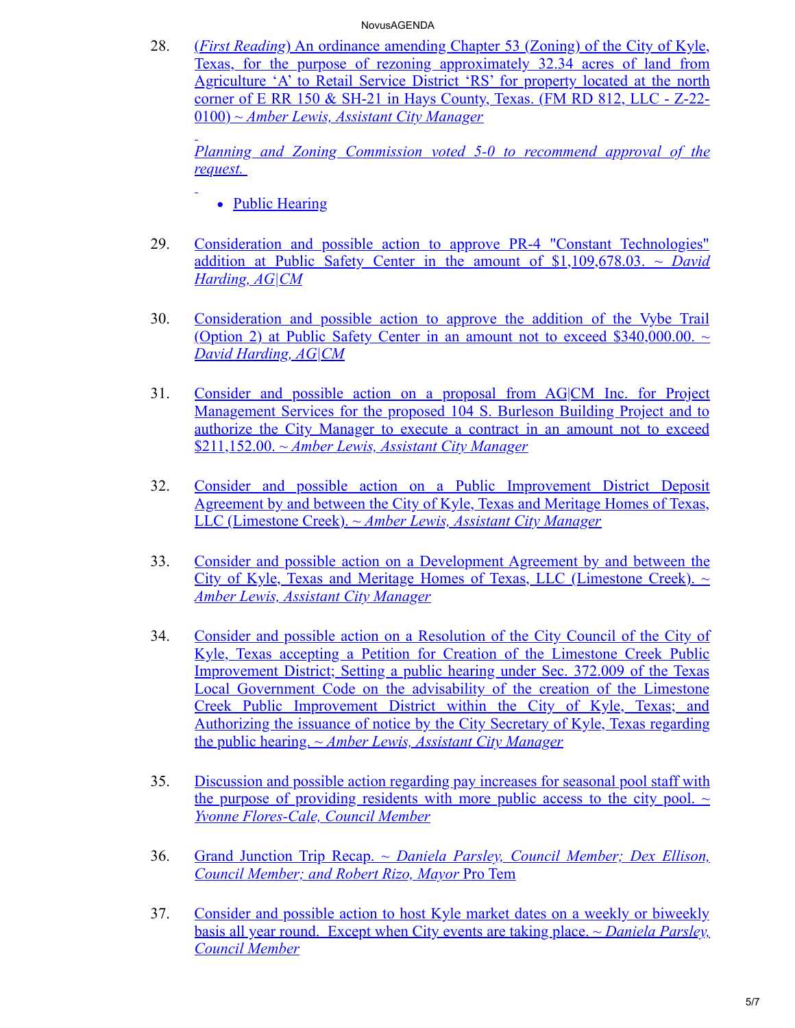28. (*First Reading*) An ordinance amending Chapter 53 (Zoning) of the City of Kyle, Texas, for the purpose of rezoning approximately 32.34 acres of land from Agriculture 'A' to Retail Service District 'RS' for property located at the north corner of E RR 150 & SH-21 in Hays County, Texas. (FM RD 812, LLC - Z-22-0100) *~ Amber Lewis, Assistant City Manager*

    *Planning and Zoning Commission voted 5-0 to recommend approval of the request.*

    - Public Hearing

29. Consideration and possible action to approve PR-4 "Constant Technologies" addition at Public Safety Center in the amount of $1,109,678.03. *~ David Harding, AG|CM*

30. Consideration and possible action to approve the addition of the Vybe Trail (Option 2) at Public Safety Center in an amount not to exceed $340,000.00. *~ David Harding, AG|CM*

31. Consider and possible action on a proposal from AG|CM Inc. for Project Management Services for the proposed 104 S. Burleson Building Project and to authorize the City Manager to execute a contract in an amount not to exceed $211,152.00. *~ Amber Lewis, Assistant City Manager*

32. Consider and possible action on a Public Improvement District Deposit Agreement by and between the City of Kyle, Texas and Meritage Homes of Texas, LLC (Limestone Creek). *~ Amber Lewis, Assistant City Manager*

33. Consider and possible action on a Development Agreement by and between the City of Kyle, Texas and Meritage Homes of Texas, LLC (Limestone Creek). *~ Amber Lewis, Assistant City Manager*

34. Consider and possible action on a Resolution of the City Council of the City of Kyle, Texas accepting a Petition for Creation of the Limestone Creek Public Improvement District; Setting a public hearing under Sec. 372.009 of the Texas Local Government Code on the advisability of the creation of the Limestone Creek Public Improvement District within the City of Kyle, Texas; and Authorizing the issuance of notice by the City Secretary of Kyle, Texas regarding the public hearing. *~ Amber Lewis, Assistant City Manager*

35. Discussion and possible action regarding pay increases for seasonal pool staff with the purpose of providing residents with more public access to the city pool. *~ Yvonne Flores-Cale, Council Member*

36. Grand Junction Trip Recap. *~ Daniela Parsley, Council Member; Dex Ellison, Council Member; and Robert Rizo, Mayor* Pro Tem

37. Consider and possible action to host Kyle market dates on a weekly or biweekly basis all year round. Except when City events are taking place. *~ Daniela Parsley, Council Member*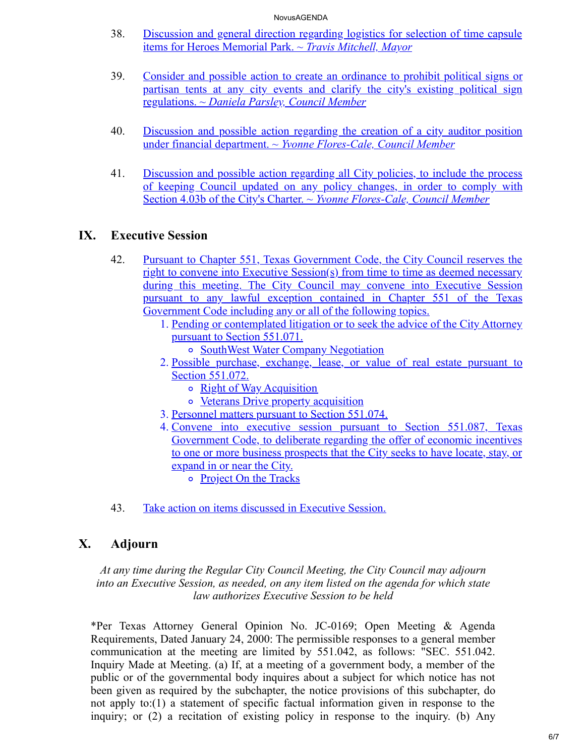38. Discussion and general direction regarding logistics for selection of time capsule items for Heroes Memorial Park. ~ *Travis Mitchell, Mayor*

39. Consider and possible action to create an ordinance to prohibit political signs or partisan tents at any city events and clarify the city's existing political sign regulations. ~ *Daniela Parsley, Council Member*

40. Discussion and possible action regarding the creation of a city auditor position under financial department. ~ *Yvonne Flores-Cale, Council Member*

41. Discussion and possible action regarding all City policies, to include the process of keeping Council updated on any policy changes, in order to comply with Section 4.03b of the City's Charter. ~ *Yvonne Flores-Cale, Council Member*

## IX. Executive Session

42. Pursuant to Chapter 551, Texas Government Code, the City Council reserves the right to convene into Executive Session(s) from time to time as deemed necessary during this meeting. The City Council may convene into Executive Session pursuant to any lawful exception contained in Chapter 551 of the Texas Government Code including any or all of the following topics.
    1. Pending or contemplated litigation or to seek the advice of the City Attorney pursuant to Section 551.071.
        - SouthWest Water Company Negotiation
    2. Possible purchase, exchange, lease, or value of real estate pursuant to Section 551.072.
        - Right of Way Acquisition
        - Veterans Drive property acquisition
    3. Personnel matters pursuant to Section 551.074.
    4. Convene into executive session pursuant to Section 551.087, Texas Government Code, to deliberate regarding the offer of economic incentives to one or more business prospects that the City seeks to have locate, stay, or expand in or near the City.
        - Project On the Tracks

43. Take action on items discussed in Executive Session.

## X. Adjourn

*At any time during the Regular City Council Meeting, the City Council may adjourn into an Executive Session, as needed, on any item listed on the agenda for which state law authorizes Executive Session to be held*

*Per Texas Attorney General Opinion No. JC-0169; Open Meeting & Agenda Requirements, Dated January 24, 2000: The permissible responses to a general member communication at the meeting are limited by 551.042, as follows: "SEC. 551.042. Inquiry Made at Meeting. (a) If, at a meeting of a government body, a member of the public or of the governmental body inquires about a subject for which notice has not been given as required by the subchapter, the notice provisions of this subchapter, do not apply to:(1) a statement of specific factual information given in response to the inquiry; or (2) a recitation of existing policy in response to the inquiry. (b) Any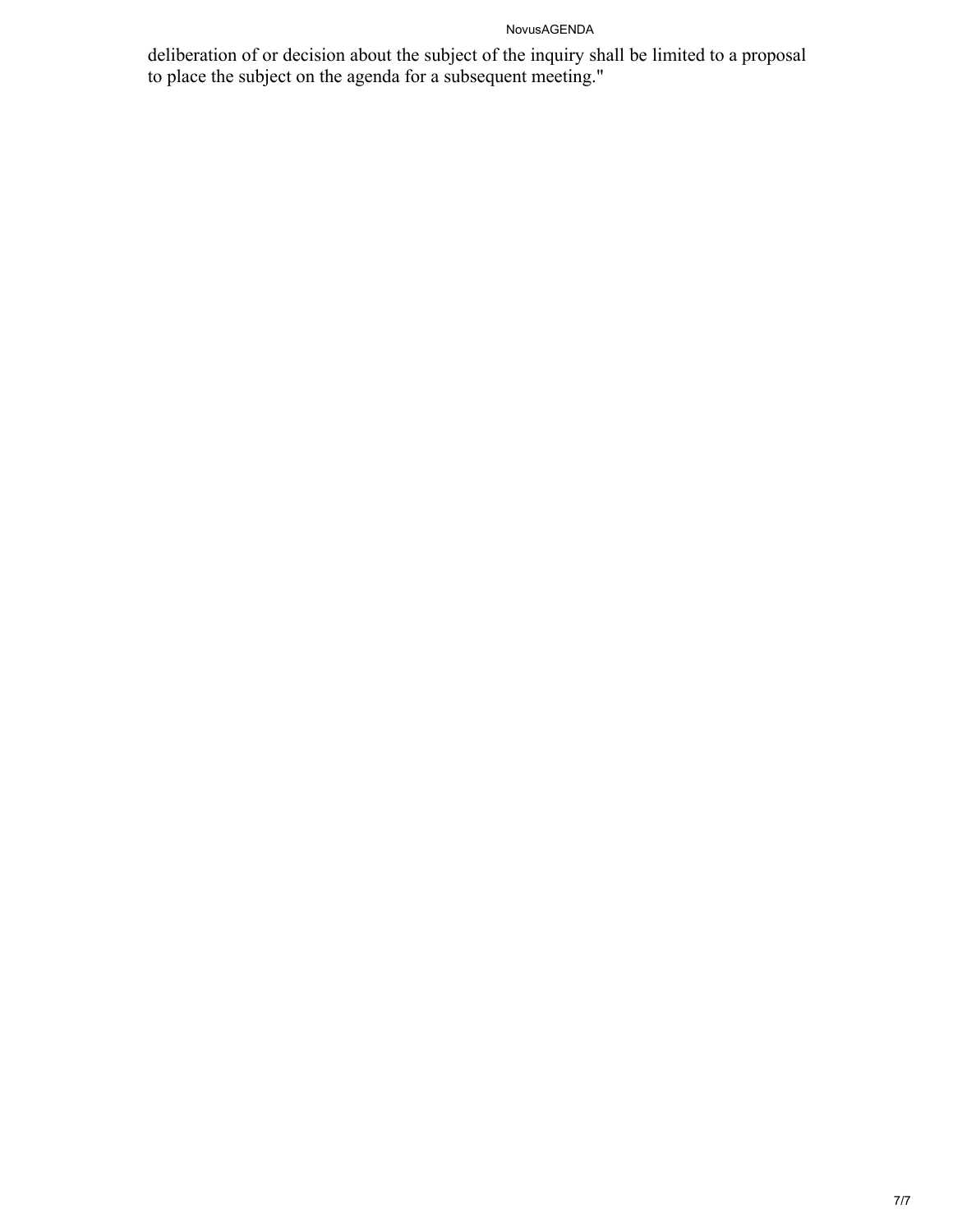deliberation of or decision about the subject of the inquiry shall be limited to a proposal to place the subject on the agenda for a subsequent meeting."